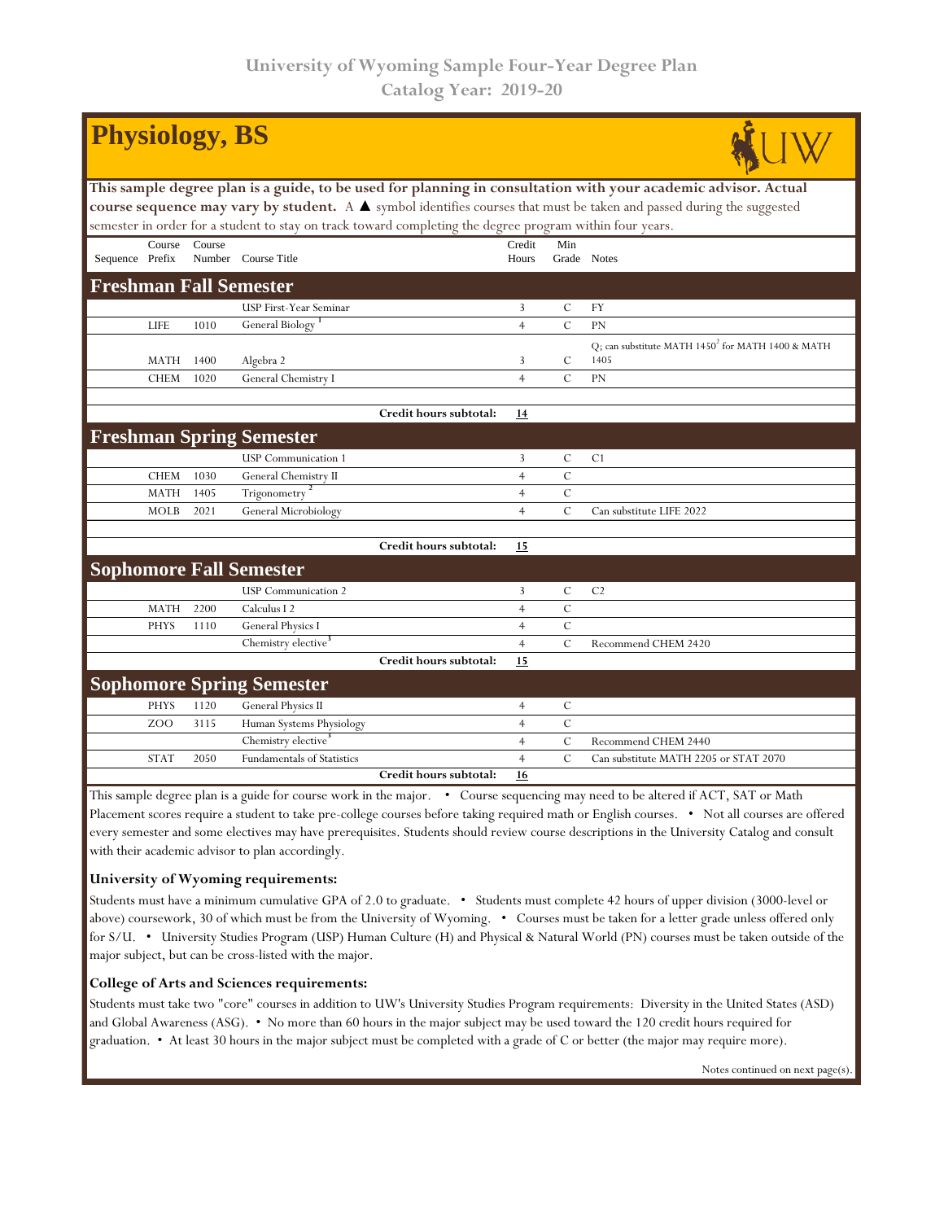University of Wyoming Sample Four-Year Degree Plan
Catalog Year: 2019-20

# Physiology, BS

**This sample degree plan is a guide, to be used for planning in consultation with your academic advisor. Actual course sequence may vary by student.** A ▲ symbol identifies courses that must be taken and passed during the suggested semester in order for a student to stay on track toward completing the degree program within four years.

| Sequence | Course Prefix | Course Number | Course Title | Credit Hours | Min Grade | Notes |
|---|---|---|---|---|---|---|
| **Freshman Fall Semester** | | | | | | |
| | | | USP First-Year Seminar | 3 | C | FY |
| | LIFE | 1010 | General Biology [1] | 4 | C | PN |
| | MATH | 1400 | Algebra 2 | 3 | C | Q; can substitute MATH 1450[2] for MATH 1400 & MATH 1405 |
| | CHEM | 1020 | General Chemistry I | 4 | C | PN |
| | | | **Credit hours subtotal:** | **14** | | |
| **Freshman Spring Semester** | | | | | | |
| | | | USP Communication 1 | 3 | C | C1 |
| | CHEM | 1030 | General Chemistry II | 4 | C | |
| | MATH | 1405 | Trigonometry [2] | 4 | C | |
| | MOLB | 2021 | General Microbiology | 4 | C | Can substitute LIFE 2022 |
| | | | **Credit hours subtotal:** | **15** | | |
| **Sophomore Fall Semester** | | | | | | |
| | | | USP Communication 2 | 3 | C | C2 |
| | MATH | 2200 | Calculus I 2 | 4 | C | |
| | PHYS | 1110 | General Physics I | 4 | C | |
| | | | Chemistry elective [3] | 4 | C | Recommend CHEM 2420 |
| | | | **Credit hours subtotal:** | **15** | | |
| **Sophomore Spring Semester** | | | | | | |
| | PHYS | 1120 | General Physics II | 4 | C | |
| | ZOO | 3115 | Human Systems Physiology | 4 | C | |
| | | | Chemistry elective [3] | 4 | C | Recommend CHEM 2440 |
| | STAT | 2050 | Fundamentals of Statistics | 4 | C | Can substitute MATH 2205 or STAT 2070 |
| | | | **Credit hours subtotal:** | **16** | | |

This sample degree plan is a guide for course work in the major. • Course sequencing may need to be altered if ACT, SAT or Math Placement scores require a student to take pre-college courses before taking required math or English courses. • Not all courses are offered every semester and some electives may have prerequisites. Students should review course descriptions in the University Catalog and consult with their academic advisor to plan accordingly.

### University of Wyoming requirements:

Students must have a minimum cumulative GPA of 2.0 to graduate. • Students must complete 42 hours of upper division (3000-level or above) coursework, 30 of which must be from the University of Wyoming. • Courses must be taken for a letter grade unless offered only for S/U. • University Studies Program (USP) Human Culture (H) and Physical & Natural World (PN) courses must be taken outside of the major subject, but can be cross-listed with the major.

### College of Arts and Sciences requirements:

Students must take two "core" courses in addition to UW's University Studies Program requirements: Diversity in the United States (ASD) and Global Awareness (ASG). • No more than 60 hours in the major subject may be used toward the 120 credit hours required for graduation. • At least 30 hours in the major subject must be completed with a grade of C or better (the major may require more).

Notes continued on next page(s).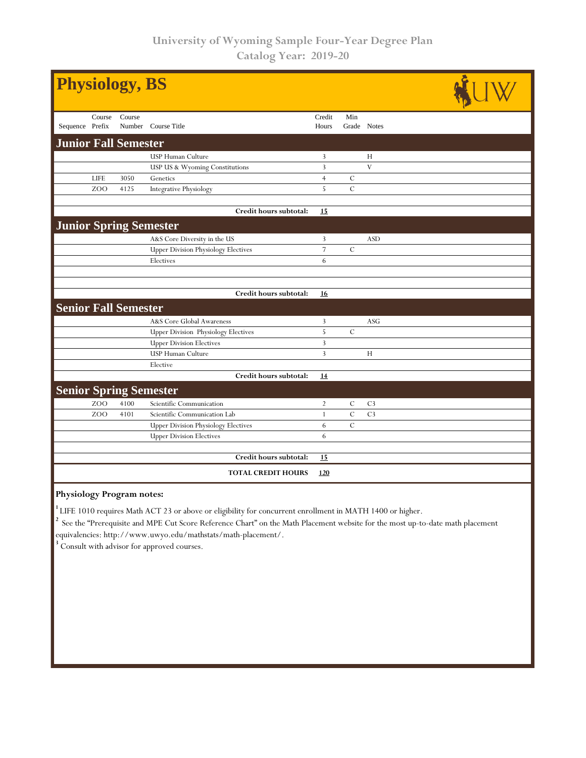University of Wyoming Sample Four-Year Degree Plan
Catalog Year: 2019-20

# Physiology, BS

| Sequence | Course Prefix | Course Number | Course Title | Credit Hours | Min Grade | Notes |
|---|---|---|---|---|---|---|
| **Junior Fall Semester** | | | | | | |
| | | | USP Human Culture | 3 | | H |
| | | | USP US & Wyoming Constitutions | 3 | | V |
| | LIFE | 3050 | Genetics | 4 | C | |
| | ZOO | 4125 | Integrative Physiology | 5 | C | |
| | | | | | | |
| | | | **Credit hours subtotal:** | **15** | | |
| **Junior Spring Semester** | | | | | | |
| | | | A&S Core Diversity in the US | 3 | | ASD |
| | | | Upper Division Physiology Electives | 7 | C | |
| | | | Electives | 6 | | |
| | | | | | | |
| | | | | | | |
| | | | **Credit hours subtotal:** | **16** | | |
| **Senior Fall Semester** | | | | | | |
| | | | A&S Core Global Awareness | 3 | | ASG |
| | | | Upper Division Physiology Electives | 5 | C | |
| | | | Upper Division Electives | 3 | | |
| | | | USP Human Culture | 3 | | H |
| | | | Elective | | | |
| | | | **Credit hours subtotal:** | **14** | | |
| **Senior Spring Semester** | | | | | | |
| | ZOO | 4100 | Scientific Communication | 2 | C | C3 |
| | ZOO | 4101 | Scientific Communication Lab | 1 | C | C3 |
| | | | Upper Division Physiology Electives | 6 | C | |
| | | | Upper Division Electives | 6 | | |
| | | | | | | |
| | | | **Credit hours subtotal:** | **15** | | |
| | | | **TOTAL CREDIT HOURS** | **120** | | |

**Physiology Program notes:**

[1] LIFE 1010 requires Math ACT 23 or above or eligibility for concurrent enrollment in MATH 1400 or higher.

[2] See the "Prerequisite and MPE Cut Score Reference Chart" on the Math Placement website for the most up-to-date math placement equivalencies: http://www.uwyo.edu/mathstats/math-placement/.

[3] Consult with advisor for approved courses.